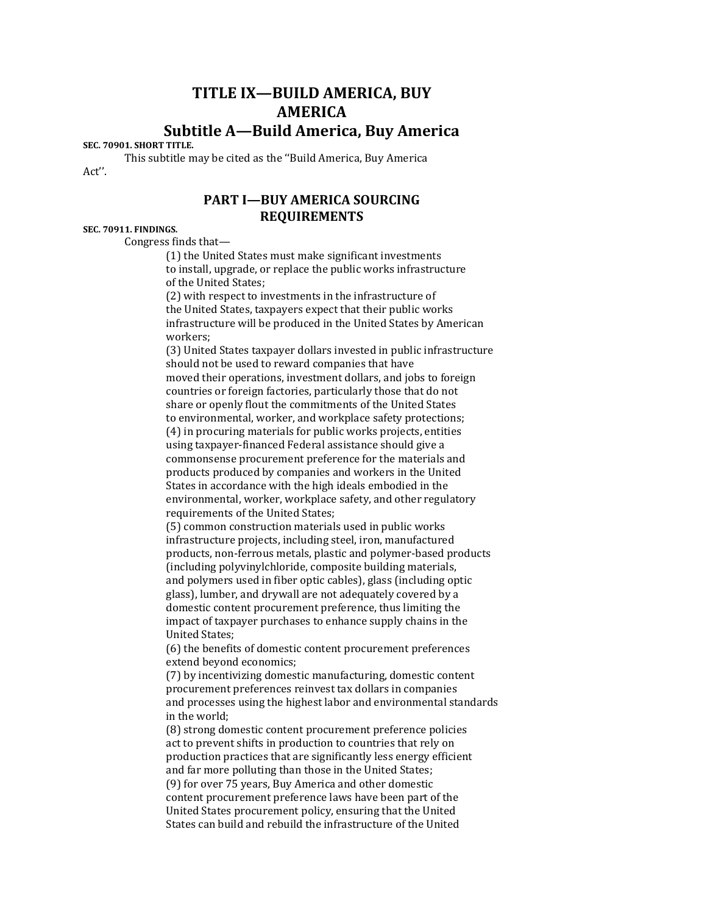# TITLE IX—BUILD AMERICA, BUY AMERICA

## Subtitle A—Build America, Buy America

**SEC. 70901. SHORT TITLE.**

This subtitle may be cited as the ''Build America, Buy America Act''.

## PART I—BUY AMERICA SOURCING REQUIREMENTS

**SEC. 70911. FINDINGS.**

Congress finds that—

(1) the United States must make significant investments to install, upgrade, or replace the public works infrastructure of the United States;

(2) with respect to investments in the infrastructure of the United States, taxpayers expect that their public works infrastructure will be produced in the United States by American workers;

(3) United States taxpayer dollars invested in public infrastructure should not be used to reward companies that have moved their operations, investment dollars, and jobs to foreign countries or foreign factories, particularly those that do not share or openly flout the commitments of the United States to environmental, worker, and workplace safety protections;

(4) in procuring materials for public works projects, entities using taxpayer-financed Federal assistance should give a commonsense procurement preference for the materials and products produced by companies and workers in the United States in accordance with the high ideals embodied in the environmental, worker, workplace safety, and other regulatory requirements of the United States;

(5) common construction materials used in public works infrastructure projects, including steel, iron, manufactured products, non-ferrous metals, plastic and polymer-based products (including polyvinylchloride, composite building materials, and polymers used in fiber optic cables), glass (including optic glass), lumber, and drywall are not adequately covered by a domestic content procurement preference, thus limiting the impact of taxpayer purchases to enhance supply chains in the United States;

(6) the benefits of domestic content procurement preferences extend beyond economics;

(7) by incentivizing domestic manufacturing, domestic content procurement preferences reinvest tax dollars in companies and processes using the highest labor and environmental standards in the world;

(8) strong domestic content procurement preference policies act to prevent shifts in production to countries that rely on production practices that are significantly less energy efficient and far more polluting than those in the United States;

(9) for over 75 years, Buy America and other domestic content procurement preference laws have been part of the United States procurement policy, ensuring that the United States can build and rebuild the infrastructure of the United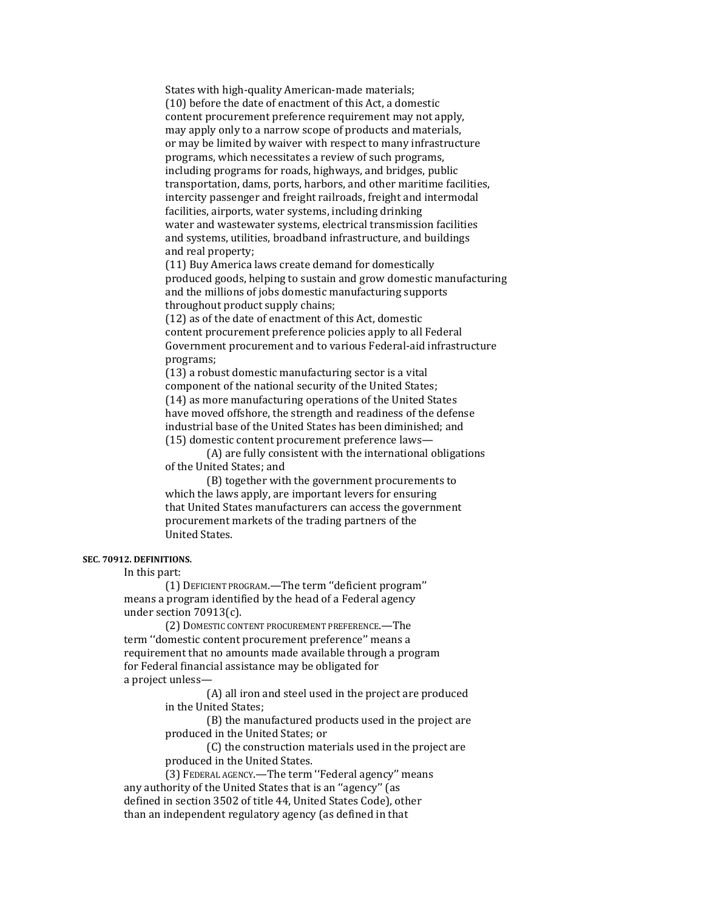States with high-quality American-made materials;

(10) before the date of enactment of this Act, a domestic content procurement preference requirement may not apply, may apply only to a narrow scope of products and materials, or may be limited by waiver with respect to many infrastructure programs, which necessitates a review of such programs, including programs for roads, highways, and bridges, public transportation, dams, ports, harbors, and other maritime facilities, intercity passenger and freight railroads, freight and intermodal facilities, airports, water systems, including drinking water and wastewater systems, electrical transmission facilities and systems, utilities, broadband infrastructure, and buildings and real property;

(11) Buy America laws create demand for domestically produced goods, helping to sustain and grow domestic manufacturing and the millions of jobs domestic manufacturing supports throughout product supply chains;

(12) as of the date of enactment of this Act, domestic content procurement preference policies apply to all Federal Government procurement and to various Federal-aid infrastructure programs;

(13) a robust domestic manufacturing sector is a vital component of the national security of the United States;

(14) as more manufacturing operations of the United States have moved offshore, the strength and readiness of the defense industrial base of the United States has been diminished; and

(15) domestic content procurement preference laws—

(A) are fully consistent with the international obligations of the United States; and

(B) together with the government procurements to which the laws apply, are important levers for ensuring that United States manufacturers can access the government procurement markets of the trading partners of the United States.

**SEC. 70912. DEFINITIONS.**

In this part:

(1) DEFICIENT PROGRAM.—The term ''deficient program'' means a program identified by the head of a Federal agency under section 70913(c).

(2) DOMESTIC CONTENT PROCUREMENT PREFERENCE.—The term ''domestic content procurement preference'' means a requirement that no amounts made available through a program for Federal financial assistance may be obligated for a project unless—

(A) all iron and steel used in the project are produced in the United States;

(B) the manufactured products used in the project are produced in the United States; or

(C) the construction materials used in the project are produced in the United States.

(3) FEDERAL AGENCY.—The term ''Federal agency'' means any authority of the United States that is an ''agency'' (as defined in section 3502 of title 44, United States Code), other than an independent regulatory agency (as defined in that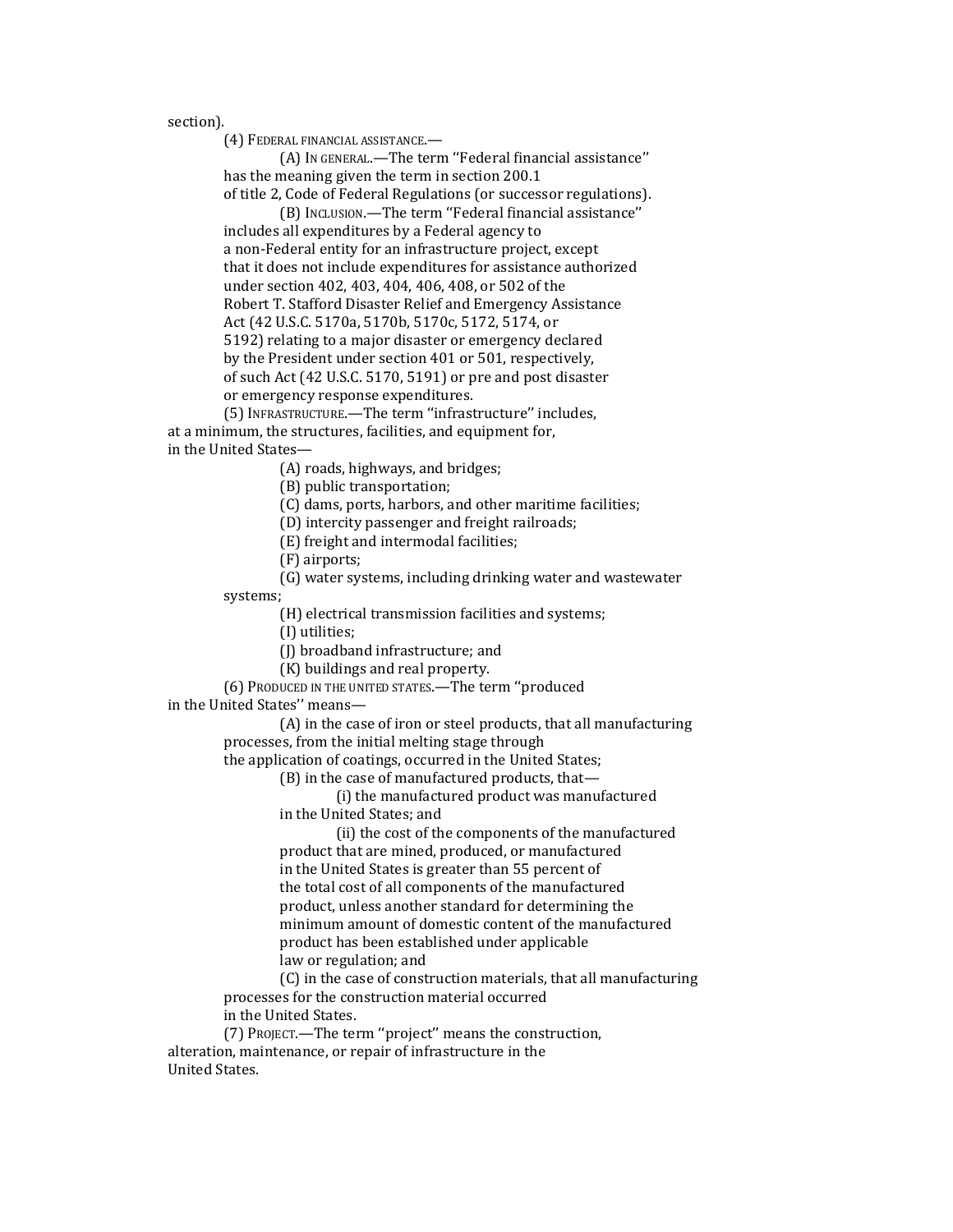section).

(4) FEDERAL FINANCIAL ASSISTANCE.—

(A) IN GENERAL.—The term ''Federal financial assistance'' has the meaning given the term in section 200.1 of title 2, Code of Federal Regulations (or successor regulations).

(B) INCLUSION.—The term ''Federal financial assistance'' includes all expenditures by a Federal agency to a non-Federal entity for an infrastructure project, except that it does not include expenditures for assistance authorized under section 402, 403, 404, 406, 408, or 502 of the Robert T. Stafford Disaster Relief and Emergency Assistance Act (42 U.S.C. 5170a, 5170b, 5170c, 5172, 5174, or 5192) relating to a major disaster or emergency declared by the President under section 401 or 501, respectively, of such Act (42 U.S.C. 5170, 5191) or pre and post disaster or emergency response expenditures.

(5) INFRASTRUCTURE.—The term ''infrastructure'' includes, at a minimum, the structures, facilities, and equipment for, in the United States—

(A) roads, highways, and bridges;

(B) public transportation;

(C) dams, ports, harbors, and other maritime facilities;

(D) intercity passenger and freight railroads;

(E) freight and intermodal facilities;

(F) airports;

(G) water systems, including drinking water and wastewater systems;

(H) electrical transmission facilities and systems;

(I) utilities;

(J) broadband infrastructure; and

(K) buildings and real property.

(6) PRODUCED IN THE UNITED STATES.—The term ''produced in the United States'' means—

(A) in the case of iron or steel products, that all manufacturing processes, from the initial melting stage through the application of coatings, occurred in the United States;

(B) in the case of manufactured products, that—

(i) the manufactured product was manufactured in the United States; and

(ii) the cost of the components of the manufactured product that are mined, produced, or manufactured in the United States is greater than 55 percent of the total cost of all components of the manufactured product, unless another standard for determining the minimum amount of domestic content of the manufactured product has been established under applicable law or regulation; and

(C) in the case of construction materials, that all manufacturing processes for the construction material occurred in the United States.

(7) PROJECT.—The term ''project'' means the construction, alteration, maintenance, or repair of infrastructure in the United States.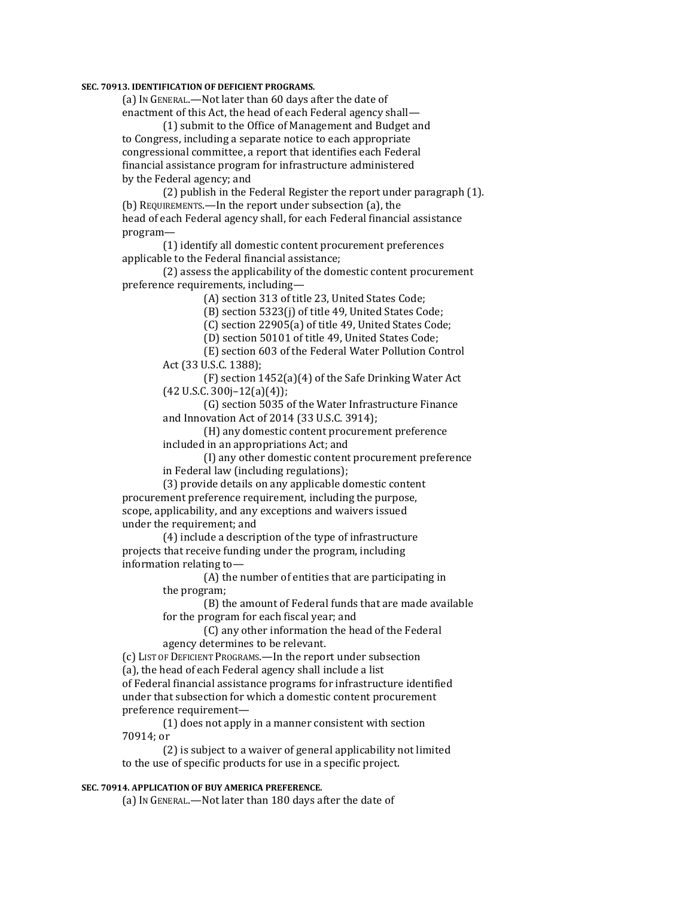**SEC. 70913. IDENTIFICATION OF DEFICIENT PROGRAMS.**

(a) IN GENERAL.—Not later than 60 days after the date of enactment of this Act, the head of each Federal agency shall—

(1) submit to the Office of Management and Budget and to Congress, including a separate notice to each appropriate congressional committee, a report that identifies each Federal financial assistance program for infrastructure administered by the Federal agency; and

(2) publish in the Federal Register the report under paragraph (1).

(b) REQUIREMENTS.—In the report under subsection (a), the head of each Federal agency shall, for each Federal financial assistance program—

(1) identify all domestic content procurement preferences applicable to the Federal financial assistance;

(2) assess the applicability of the domestic content procurement preference requirements, including—

(A) section 313 of title 23, United States Code;

(B) section 5323(j) of title 49, United States Code;

(C) section 22905(a) of title 49, United States Code;

(D) section 50101 of title 49, United States Code;

(E) section 603 of the Federal Water Pollution Control Act (33 U.S.C. 1388);

(F) section 1452(a)(4) of the Safe Drinking Water Act (42 U.S.C. 300j–12(a)(4));

(G) section 5035 of the Water Infrastructure Finance and Innovation Act of 2014 (33 U.S.C. 3914);

(H) any domestic content procurement preference included in an appropriations Act; and

(I) any other domestic content procurement preference in Federal law (including regulations);

(3) provide details on any applicable domestic content procurement preference requirement, including the purpose, scope, applicability, and any exceptions and waivers issued under the requirement; and

(4) include a description of the type of infrastructure projects that receive funding under the program, including information relating to—

(A) the number of entities that are participating in the program;

(B) the amount of Federal funds that are made available for the program for each fiscal year; and

(C) any other information the head of the Federal agency determines to be relevant.

(c) LIST OF DEFICIENT PROGRAMS.—In the report under subsection (a), the head of each Federal agency shall include a list of Federal financial assistance programs for infrastructure identified under that subsection for which a domestic content procurement preference requirement—

(1) does not apply in a manner consistent with section 70914; or

(2) is subject to a waiver of general applicability not limited to the use of specific products for use in a specific project.

**SEC. 70914. APPLICATION OF BUY AMERICA PREFERENCE.**

(a) IN GENERAL.—Not later than 180 days after the date of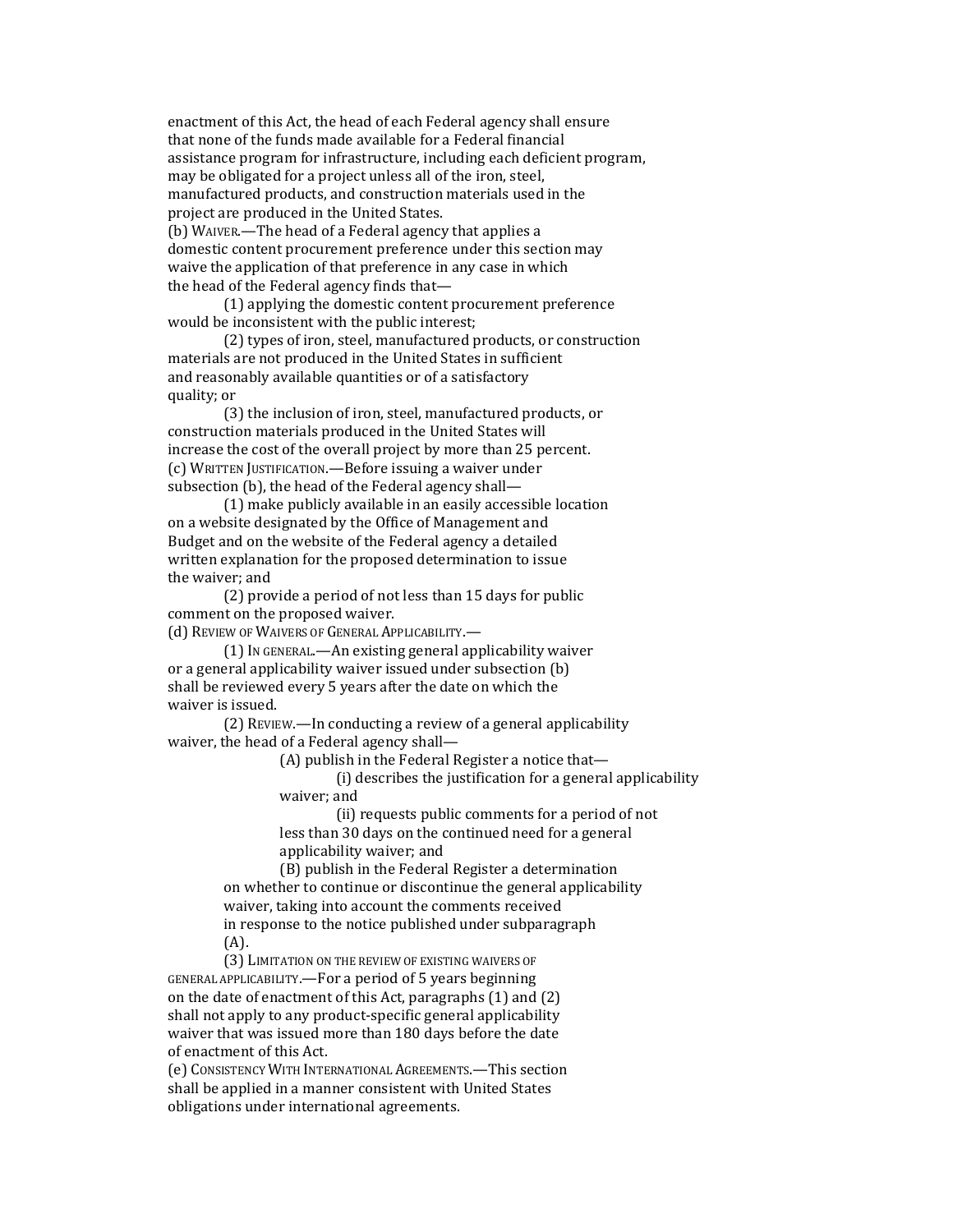enactment of this Act, the head of each Federal agency shall ensure that none of the funds made available for a Federal financial assistance program for infrastructure, including each deficient program, may be obligated for a project unless all of the iron, steel, manufactured products, and construction materials used in the project are produced in the United States.

(b) WAIVER.—The head of a Federal agency that applies a domestic content procurement preference under this section may waive the application of that preference in any case in which the head of the Federal agency finds that—

(1) applying the domestic content procurement preference would be inconsistent with the public interest;

(2) types of iron, steel, manufactured products, or construction materials are not produced in the United States in sufficient and reasonably available quantities or of a satisfactory quality; or

(3) the inclusion of iron, steel, manufactured products, or construction materials produced in the United States will increase the cost of the overall project by more than 25 percent.

(c) WRITTEN JUSTIFICATION.—Before issuing a waiver under subsection (b), the head of the Federal agency shall—

(1) make publicly available in an easily accessible location on a website designated by the Office of Management and Budget and on the website of the Federal agency a detailed written explanation for the proposed determination to issue the waiver; and

(2) provide a period of not less than 15 days for public comment on the proposed waiver.

(d) REVIEW OF WAIVERS OF GENERAL APPLICABILITY.—

(1) IN GENERAL.—An existing general applicability waiver or a general applicability waiver issued under subsection (b) shall be reviewed every 5 years after the date on which the waiver is issued.

(2) REVIEW.—In conducting a review of a general applicability waiver, the head of a Federal agency shall—

(A) publish in the Federal Register a notice that—

(i) describes the justification for a general applicability waiver; and

(ii) requests public comments for a period of not less than 30 days on the continued need for a general applicability waiver; and

(B) publish in the Federal Register a determination on whether to continue or discontinue the general applicability waiver, taking into account the comments received in response to the notice published under subparagraph (A).

(3) LIMITATION ON THE REVIEW OF EXISTING WAIVERS OF GENERAL APPLICABILITY.—For a period of 5 years beginning on the date of enactment of this Act, paragraphs (1) and (2) shall not apply to any product-specific general applicability waiver that was issued more than 180 days before the date of enactment of this Act.

(e) CONSISTENCY WITH INTERNATIONAL AGREEMENTS.—This section shall be applied in a manner consistent with United States obligations under international agreements.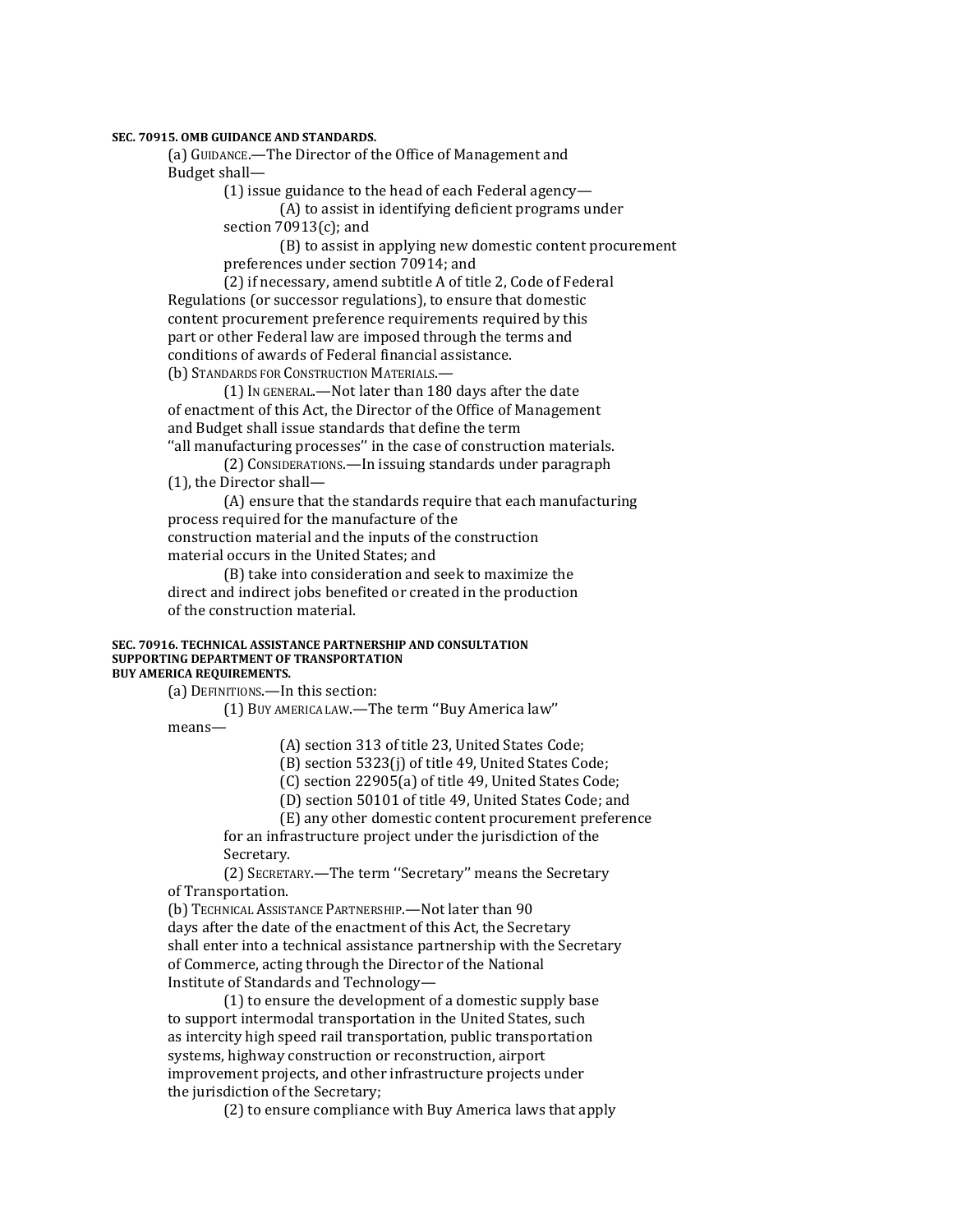**SEC. 70915. OMB GUIDANCE AND STANDARDS.**

(a) GUIDANCE.—The Director of the Office of Management and Budget shall—

(1) issue guidance to the head of each Federal agency—

(A) to assist in identifying deficient programs under section 70913(c); and

(B) to assist in applying new domestic content procurement preferences under section 70914; and

(2) if necessary, amend subtitle A of title 2, Code of Federal Regulations (or successor regulations), to ensure that domestic content procurement preference requirements required by this part or other Federal law are imposed through the terms and conditions of awards of Federal financial assistance.

(b) STANDARDS FOR CONSTRUCTION MATERIALS.—

(1) IN GENERAL.—Not later than 180 days after the date of enactment of this Act, the Director of the Office of Management and Budget shall issue standards that define the term ''all manufacturing processes'' in the case of construction materials.

(2) CONSIDERATIONS.—In issuing standards under paragraph (1), the Director shall—

(A) ensure that the standards require that each manufacturing process required for the manufacture of the construction material and the inputs of the construction material occurs in the United States; and

(B) take into consideration and seek to maximize the direct and indirect jobs benefited or created in the production of the construction material.

**SEC. 70916. TECHNICAL ASSISTANCE PARTNERSHIP AND CONSULTATION SUPPORTING DEPARTMENT OF TRANSPORTATION BUY AMERICA REQUIREMENTS.**

(a) DEFINITIONS.—In this section:

(1) BUY AMERICA LAW.—The term ''Buy America law'' means—

(A) section 313 of title 23, United States Code;

(B) section 5323(j) of title 49, United States Code;

(C) section 22905(a) of title 49, United States Code;

(D) section 50101 of title 49, United States Code; and

(E) any other domestic content procurement preference for an infrastructure project under the jurisdiction of the Secretary.

(2) SECRETARY.—The term ''Secretary'' means the Secretary of Transportation.

(b) TECHNICAL ASSISTANCE PARTNERSHIP.—Not later than 90 days after the date of the enactment of this Act, the Secretary shall enter into a technical assistance partnership with the Secretary of Commerce, acting through the Director of the National Institute of Standards and Technology—

(1) to ensure the development of a domestic supply base to support intermodal transportation in the United States, such as intercity high speed rail transportation, public transportation systems, highway construction or reconstruction, airport improvement projects, and other infrastructure projects under the jurisdiction of the Secretary;

(2) to ensure compliance with Buy America laws that apply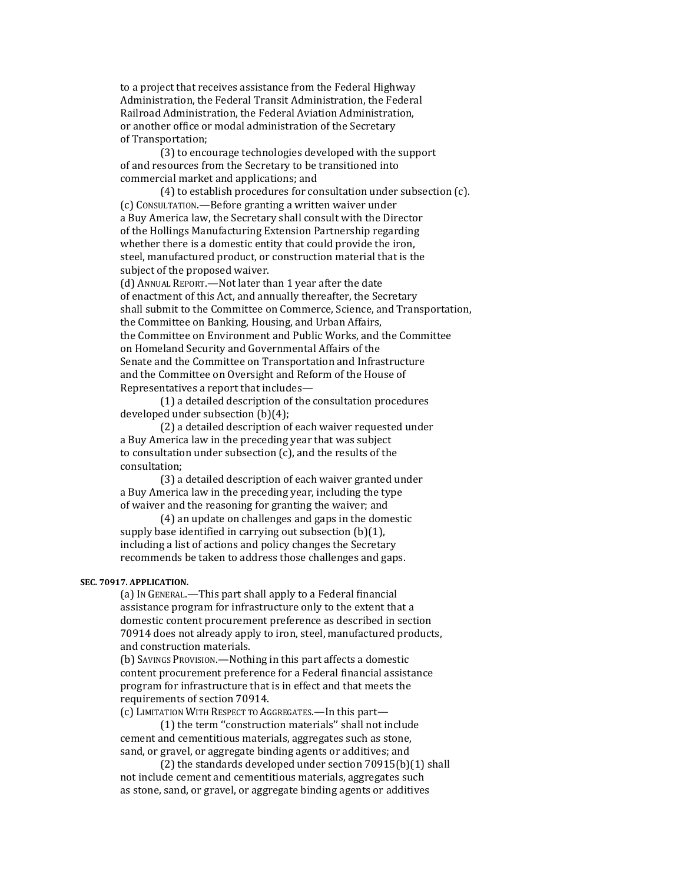to a project that receives assistance from the Federal Highway Administration, the Federal Transit Administration, the Federal Railroad Administration, the Federal Aviation Administration, or another office or modal administration of the Secretary of Transportation;

(3) to encourage technologies developed with the support of and resources from the Secretary to be transitioned into commercial market and applications; and

(4) to establish procedures for consultation under subsection (c).

(c) CONSULTATION.—Before granting a written waiver under a Buy America law, the Secretary shall consult with the Director of the Hollings Manufacturing Extension Partnership regarding whether there is a domestic entity that could provide the iron, steel, manufactured product, or construction material that is the subject of the proposed waiver.

(d) ANNUAL REPORT.—Not later than 1 year after the date of enactment of this Act, and annually thereafter, the Secretary shall submit to the Committee on Commerce, Science, and Transportation, the Committee on Banking, Housing, and Urban Affairs, the Committee on Environment and Public Works, and the Committee on Homeland Security and Governmental Affairs of the Senate and the Committee on Transportation and Infrastructure and the Committee on Oversight and Reform of the House of Representatives a report that includes—

(1) a detailed description of the consultation procedures developed under subsection (b)(4);

(2) a detailed description of each waiver requested under a Buy America law in the preceding year that was subject to consultation under subsection (c), and the results of the consultation;

(3) a detailed description of each waiver granted under a Buy America law in the preceding year, including the type of waiver and the reasoning for granting the waiver; and

(4) an update on challenges and gaps in the domestic supply base identified in carrying out subsection (b)(1), including a list of actions and policy changes the Secretary recommends be taken to address those challenges and gaps.

**SEC. 70917. APPLICATION.**

(a) IN GENERAL.—This part shall apply to a Federal financial assistance program for infrastructure only to the extent that a domestic content procurement preference as described in section 70914 does not already apply to iron, steel, manufactured products, and construction materials.

(b) SAVINGS PROVISION.—Nothing in this part affects a domestic content procurement preference for a Federal financial assistance program for infrastructure that is in effect and that meets the requirements of section 70914.

(c) LIMITATION WITH RESPECT TO AGGREGATES.—In this part—

(1) the term ''construction materials'' shall not include cement and cementitious materials, aggregates such as stone, sand, or gravel, or aggregate binding agents or additives; and

(2) the standards developed under section 70915(b)(1) shall not include cement and cementitious materials, aggregates such as stone, sand, or gravel, or aggregate binding agents or additives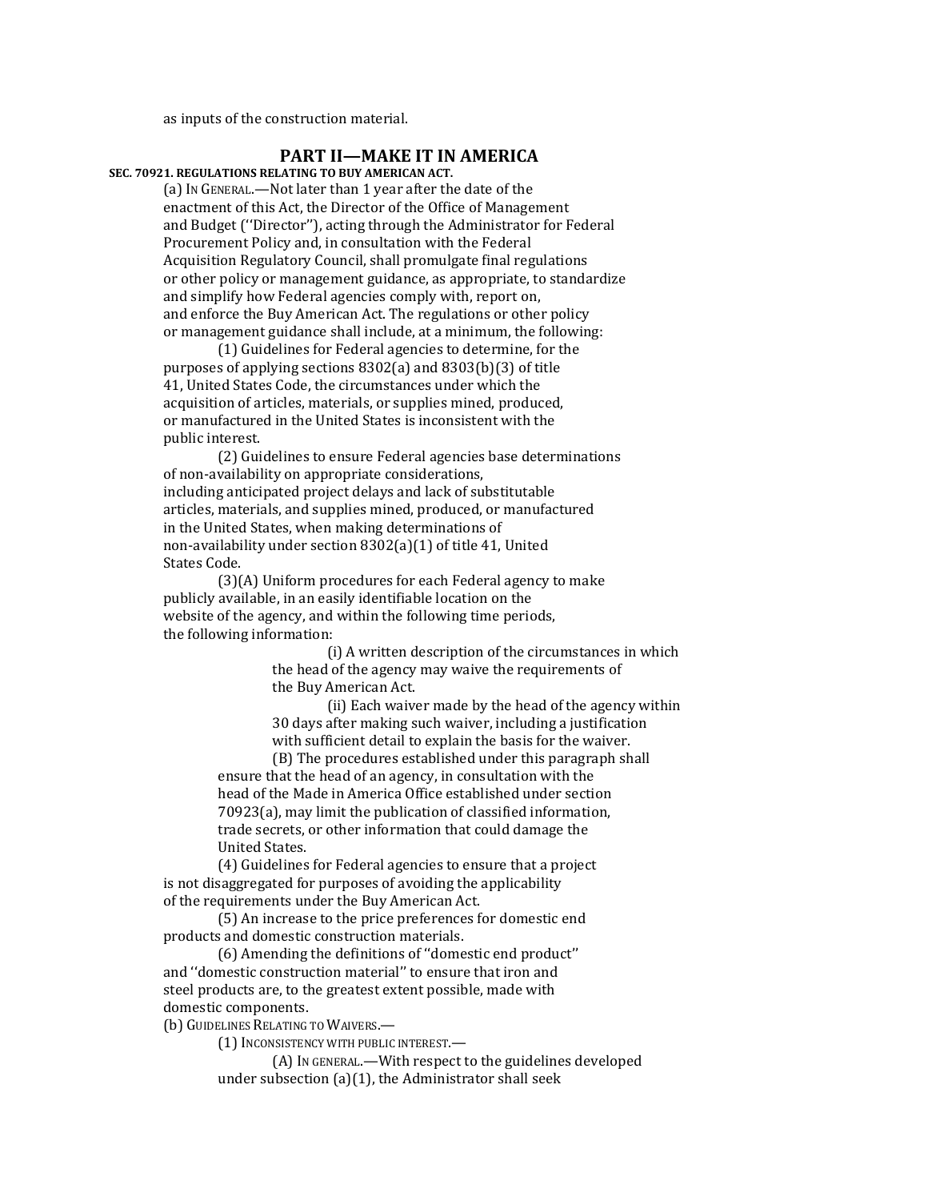as inputs of the construction material.

## PART II—MAKE IT IN AMERICA

**SEC. 70921. REGULATIONS RELATING TO BUY AMERICAN ACT.**

(a) IN GENERAL.—Not later than 1 year after the date of the enactment of this Act, the Director of the Office of Management and Budget (''Director''), acting through the Administrator for Federal Procurement Policy and, in consultation with the Federal Acquisition Regulatory Council, shall promulgate final regulations or other policy or management guidance, as appropriate, to standardize and simplify how Federal agencies comply with, report on, and enforce the Buy American Act. The regulations or other policy or management guidance shall include, at a minimum, the following:

(1) Guidelines for Federal agencies to determine, for the purposes of applying sections 8302(a) and 8303(b)(3) of title 41, United States Code, the circumstances under which the acquisition of articles, materials, or supplies mined, produced, or manufactured in the United States is inconsistent with the public interest.

(2) Guidelines to ensure Federal agencies base determinations of non-availability on appropriate considerations, including anticipated project delays and lack of substitutable articles, materials, and supplies mined, produced, or manufactured in the United States, when making determinations of non-availability under section 8302(a)(1) of title 41, United States Code.

(3)(A) Uniform procedures for each Federal agency to make publicly available, in an easily identifiable location on the website of the agency, and within the following time periods, the following information:

(i) A written description of the circumstances in which the head of the agency may waive the requirements of the Buy American Act.

(ii) Each waiver made by the head of the agency within 30 days after making such waiver, including a justification with sufficient detail to explain the basis for the waiver.

(B) The procedures established under this paragraph shall ensure that the head of an agency, in consultation with the head of the Made in America Office established under section 70923(a), may limit the publication of classified information, trade secrets, or other information that could damage the United States.

(4) Guidelines for Federal agencies to ensure that a project is not disaggregated for purposes of avoiding the applicability of the requirements under the Buy American Act.

(5) An increase to the price preferences for domestic end products and domestic construction materials.

(6) Amending the definitions of ''domestic end product'' and ''domestic construction material'' to ensure that iron and steel products are, to the greatest extent possible, made with domestic components.

(b) GUIDELINES RELATING TO WAIVERS.—

(1) INCONSISTENCY WITH PUBLIC INTEREST.—

(A) IN GENERAL.—With respect to the guidelines developed under subsection (a)(1), the Administrator shall seek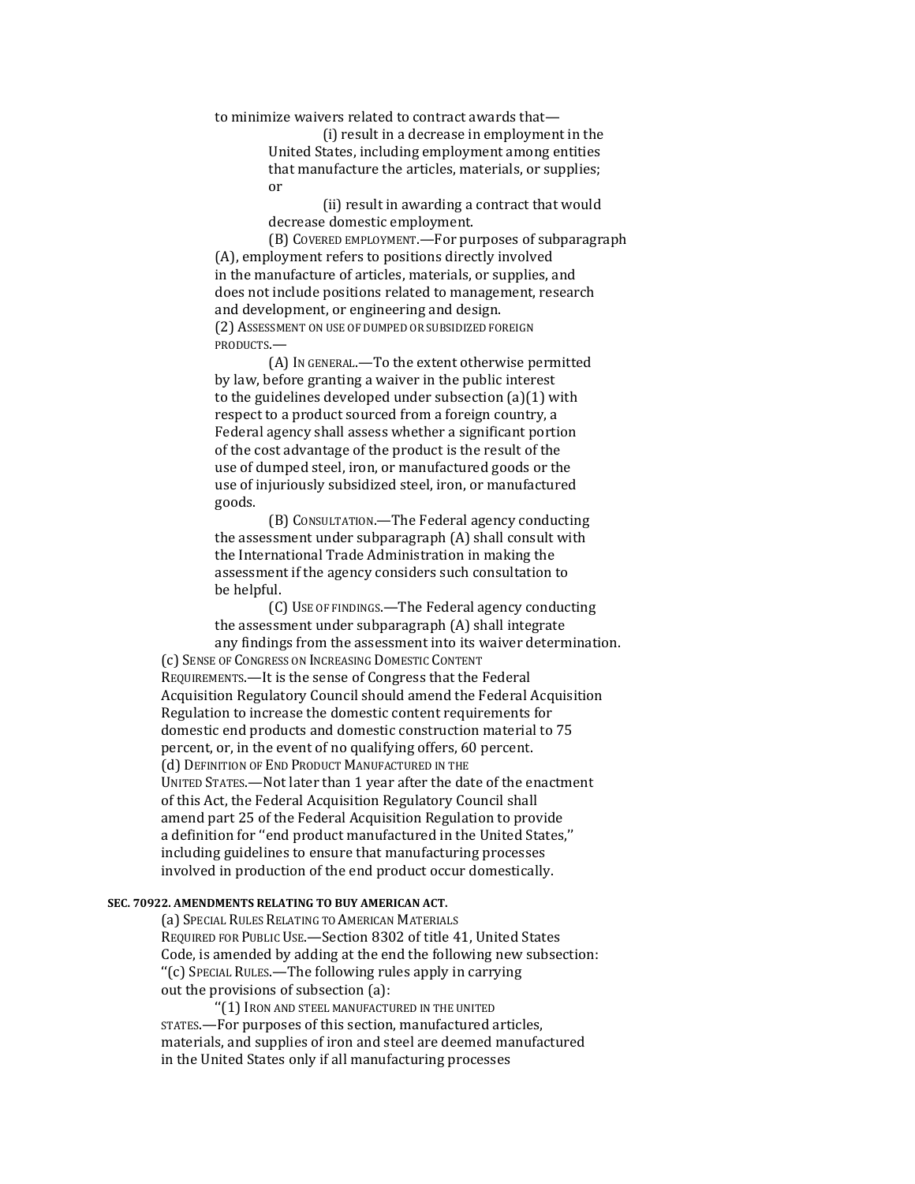to minimize waivers related to contract awards that—

(i) result in a decrease in employment in the United States, including employment among entities that manufacture the articles, materials, or supplies; or

(ii) result in awarding a contract that would decrease domestic employment.

(B) COVERED EMPLOYMENT.—For purposes of subparagraph (A), employment refers to positions directly involved in the manufacture of articles, materials, or supplies, and does not include positions related to management, research and development, or engineering and design.

(2) ASSESSMENT ON USE OF DUMPED OR SUBSIDIZED FOREIGN PRODUCTS.—

(A) IN GENERAL.—To the extent otherwise permitted by law, before granting a waiver in the public interest to the guidelines developed under subsection (a)(1) with respect to a product sourced from a foreign country, a Federal agency shall assess whether a significant portion of the cost advantage of the product is the result of the use of dumped steel, iron, or manufactured goods or the use of injuriously subsidized steel, iron, or manufactured goods.

(B) CONSULTATION.—The Federal agency conducting the assessment under subparagraph (A) shall consult with the International Trade Administration in making the assessment if the agency considers such consultation to be helpful.

(C) USE OF FINDINGS.—The Federal agency conducting the assessment under subparagraph (A) shall integrate any findings from the assessment into its waiver determination.

(c) SENSE OF CONGRESS ON INCREASING DOMESTIC CONTENT REQUIREMENTS.—It is the sense of Congress that the Federal Acquisition Regulatory Council should amend the Federal Acquisition Regulation to increase the domestic content requirements for domestic end products and domestic construction material to 75 percent, or, in the event of no qualifying offers, 60 percent.

(d) DEFINITION OF END PRODUCT MANUFACTURED IN THE UNITED STATES.—Not later than 1 year after the date of the enactment of this Act, the Federal Acquisition Regulatory Council shall amend part 25 of the Federal Acquisition Regulation to provide a definition for ''end product manufactured in the United States,'' including guidelines to ensure that manufacturing processes involved in production of the end product occur domestically.

**SEC. 70922. AMENDMENTS RELATING TO BUY AMERICAN ACT.**

(a) SPECIAL RULES RELATING TO AMERICAN MATERIALS REQUIRED FOR PUBLIC USE.—Section 8302 of title 41, United States Code, is amended by adding at the end the following new subsection:

''(c) SPECIAL RULES.—The following rules apply in carrying out the provisions of subsection (a):

''(1) IRON AND STEEL MANUFACTURED IN THE UNITED STATES.—For purposes of this section, manufactured articles, materials, and supplies of iron and steel are deemed manufactured in the United States only if all manufacturing processes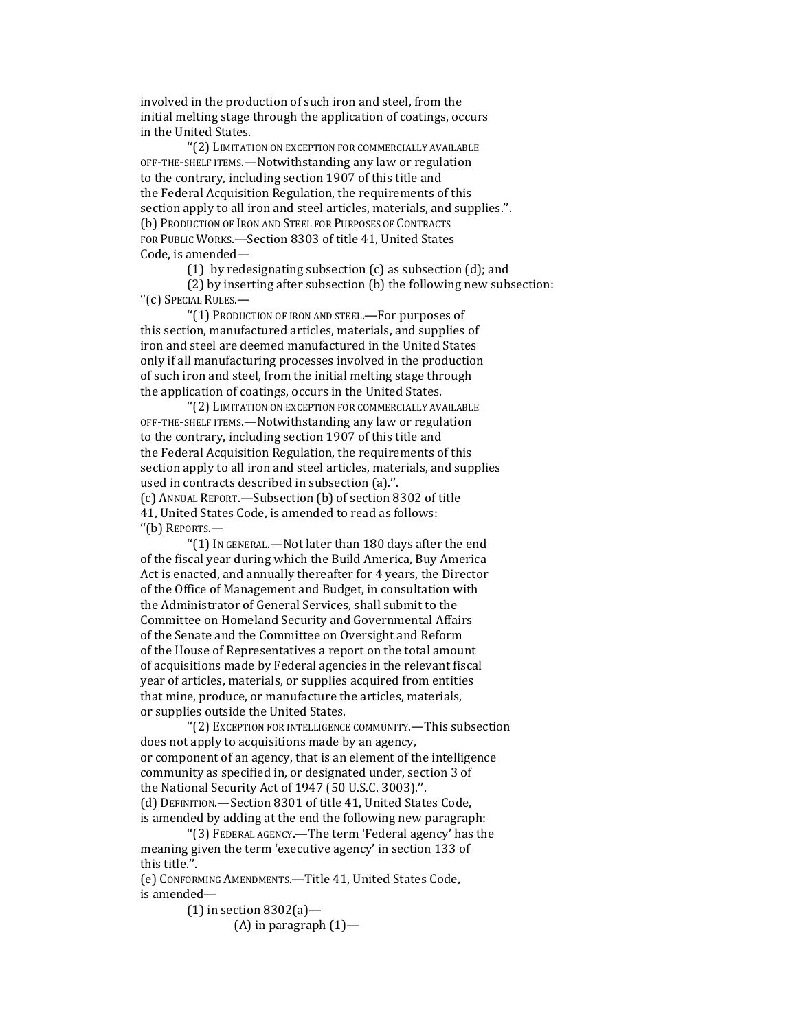involved in the production of such iron and steel, from the initial melting stage through the application of coatings, occurs in the United States.

''(2) LIMITATION ON EXCEPTION FOR COMMERCIALLY AVAILABLE OFF-THE-SHELF ITEMS.—Notwithstanding any law or regulation to the contrary, including section 1907 of this title and the Federal Acquisition Regulation, the requirements of this section apply to all iron and steel articles, materials, and supplies.''.

(b) PRODUCTION OF IRON AND STEEL FOR PURPOSES OF CONTRACTS FOR PUBLIC WORKS.—Section 8303 of title 41, United States Code, is amended—

(1) by redesignating subsection (c) as subsection (d); and

(2) by inserting after subsection (b) the following new subsection:

''(c) SPECIAL RULES.—

''(1) PRODUCTION OF IRON AND STEEL.—For purposes of this section, manufactured articles, materials, and supplies of iron and steel are deemed manufactured in the United States only if all manufacturing processes involved in the production of such iron and steel, from the initial melting stage through the application of coatings, occurs in the United States.

''(2) LIMITATION ON EXCEPTION FOR COMMERCIALLY AVAILABLE OFF-THE-SHELF ITEMS.—Notwithstanding any law or regulation to the contrary, including section 1907 of this title and the Federal Acquisition Regulation, the requirements of this section apply to all iron and steel articles, materials, and supplies used in contracts described in subsection (a).''.

(c) ANNUAL REPORT.—Subsection (b) of section 8302 of title 41, United States Code, is amended to read as follows:

''(b) REPORTS.—

''(1) IN GENERAL.—Not later than 180 days after the end of the fiscal year during which the Build America, Buy America Act is enacted, and annually thereafter for 4 years, the Director of the Office of Management and Budget, in consultation with the Administrator of General Services, shall submit to the Committee on Homeland Security and Governmental Affairs of the Senate and the Committee on Oversight and Reform of the House of Representatives a report on the total amount of acquisitions made by Federal agencies in the relevant fiscal year of articles, materials, or supplies acquired from entities that mine, produce, or manufacture the articles, materials, or supplies outside the United States.

''(2) EXCEPTION FOR INTELLIGENCE COMMUNITY.—This subsection does not apply to acquisitions made by an agency, or component of an agency, that is an element of the intelligence community as specified in, or designated under, section 3 of the National Security Act of 1947 (50 U.S.C. 3003).''.

(d) DEFINITION.—Section 8301 of title 41, United States Code, is amended by adding at the end the following new paragraph:

''(3) FEDERAL AGENCY.—The term 'Federal agency' has the meaning given the term 'executive agency' in section 133 of this title.''.

(e) CONFORMING AMENDMENTS.—Title 41, United States Code, is amended—

(1) in section 8302(a)—

(A) in paragraph (1)—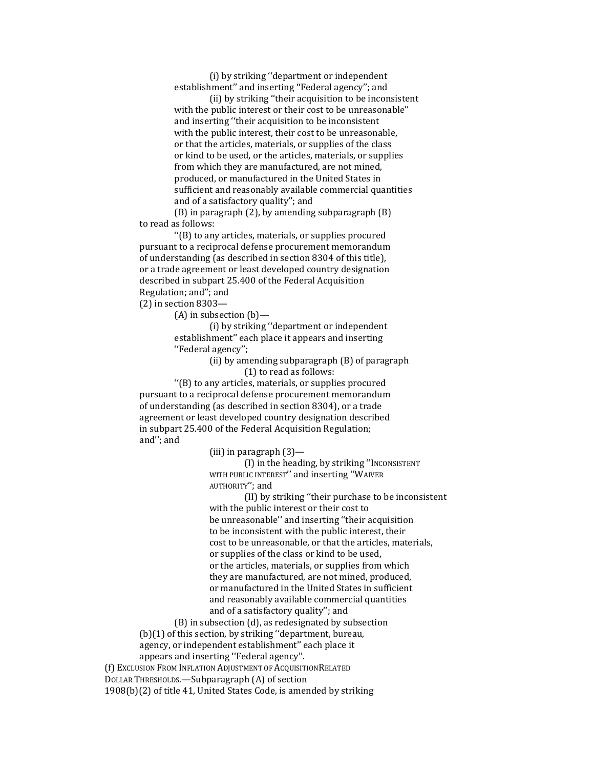(i) by striking ''department or independent establishment'' and inserting ''Federal agency''; and

(ii) by striking ''their acquisition to be inconsistent with the public interest or their cost to be unreasonable'' and inserting ''their acquisition to be inconsistent with the public interest, their cost to be unreasonable, or that the articles, materials, or supplies of the class or kind to be used, or the articles, materials, or supplies from which they are manufactured, are not mined, produced, or manufactured in the United States in sufficient and reasonably available commercial quantities and of a satisfactory quality''; and

(B) in paragraph (2), by amending subparagraph (B) to read as follows:

''(B) to any articles, materials, or supplies procured pursuant to a reciprocal defense procurement memorandum of understanding (as described in section 8304 of this title), or a trade agreement or least developed country designation described in subpart 25.400 of the Federal Acquisition Regulation; and''; and

(2) in section 8303—

(A) in subsection (b)—

(i) by striking ''department or independent establishment'' each place it appears and inserting ''Federal agency'';

(ii) by amending subparagraph (B) of paragraph (1) to read as follows:

''(B) to any articles, materials, or supplies procured pursuant to a reciprocal defense procurement memorandum of understanding (as described in section 8304), or a trade agreement or least developed country designation described in subpart 25.400 of the Federal Acquisition Regulation; and''; and

(iii) in paragraph (3)—

(I) in the heading, by striking ''INCONSISTENT WITH PUBLIC INTEREST'' and inserting ''WAIVER AUTHORITY''; and

(II) by striking ''their purchase to be inconsistent with the public interest or their cost to be unreasonable'' and inserting ''their acquisition to be inconsistent with the public interest, their cost to be unreasonable, or that the articles, materials, or supplies of the class or kind to be used, or the articles, materials, or supplies from which they are manufactured, are not mined, produced, or manufactured in the United States in sufficient and reasonably available commercial quantities and of a satisfactory quality''; and

(B) in subsection (d), as redesignated by subsection (b)(1) of this section, by striking ''department, bureau, agency, or independent establishment'' each place it appears and inserting ''Federal agency''.

(f) EXCLUSION FROM INFLATION ADJUSTMENT OF ACQUISITION RELATED DOLLAR THRESHOLDS.—Subparagraph (A) of section 1908(b)(2) of title 41, United States Code, is amended by striking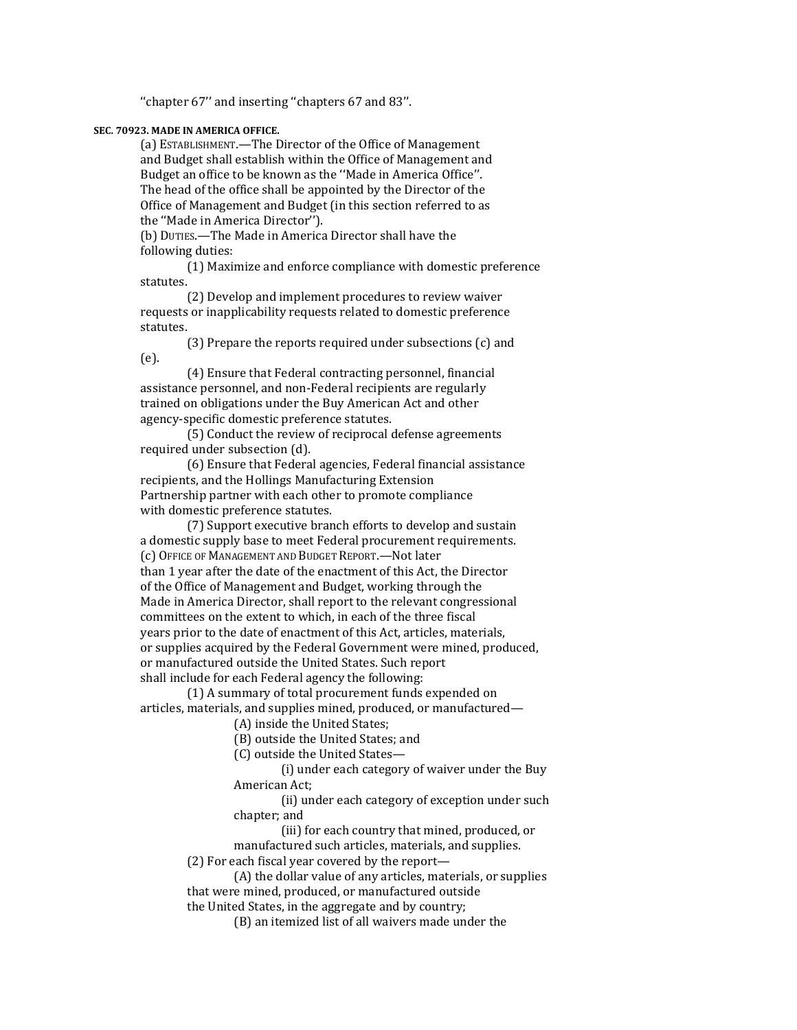''chapter 67'' and inserting ''chapters 67 and 83''.

**SEC. 70923. MADE IN AMERICA OFFICE.**

(a) ESTABLISHMENT.—The Director of the Office of Management and Budget shall establish within the Office of Management and Budget an office to be known as the ''Made in America Office''. The head of the office shall be appointed by the Director of the Office of Management and Budget (in this section referred to as the ''Made in America Director'').

(b) DUTIES.—The Made in America Director shall have the following duties:

(1) Maximize and enforce compliance with domestic preference statutes.

(2) Develop and implement procedures to review waiver requests or inapplicability requests related to domestic preference statutes.

(3) Prepare the reports required under subsections (c) and (e).

(4) Ensure that Federal contracting personnel, financial assistance personnel, and non-Federal recipients are regularly trained on obligations under the Buy American Act and other agency-specific domestic preference statutes.

(5) Conduct the review of reciprocal defense agreements required under subsection (d).

(6) Ensure that Federal agencies, Federal financial assistance recipients, and the Hollings Manufacturing Extension Partnership partner with each other to promote compliance with domestic preference statutes.

(7) Support executive branch efforts to develop and sustain a domestic supply base to meet Federal procurement requirements.

(c) OFFICE OF MANAGEMENT AND BUDGET REPORT.—Not later than 1 year after the date of the enactment of this Act, the Director of the Office of Management and Budget, working through the Made in America Director, shall report to the relevant congressional committees on the extent to which, in each of the three fiscal years prior to the date of enactment of this Act, articles, materials, or supplies acquired by the Federal Government were mined, produced, or manufactured outside the United States. Such report shall include for each Federal agency the following:

(1) A summary of total procurement funds expended on articles, materials, and supplies mined, produced, or manufactured—

(A) inside the United States;

(B) outside the United States; and

(C) outside the United States—

(i) under each category of waiver under the Buy American Act;

(ii) under each category of exception under such chapter; and

(iii) for each country that mined, produced, or manufactured such articles, materials, and supplies.

(2) For each fiscal year covered by the report—

(A) the dollar value of any articles, materials, or supplies that were mined, produced, or manufactured outside the United States, in the aggregate and by country;

(B) an itemized list of all waivers made under the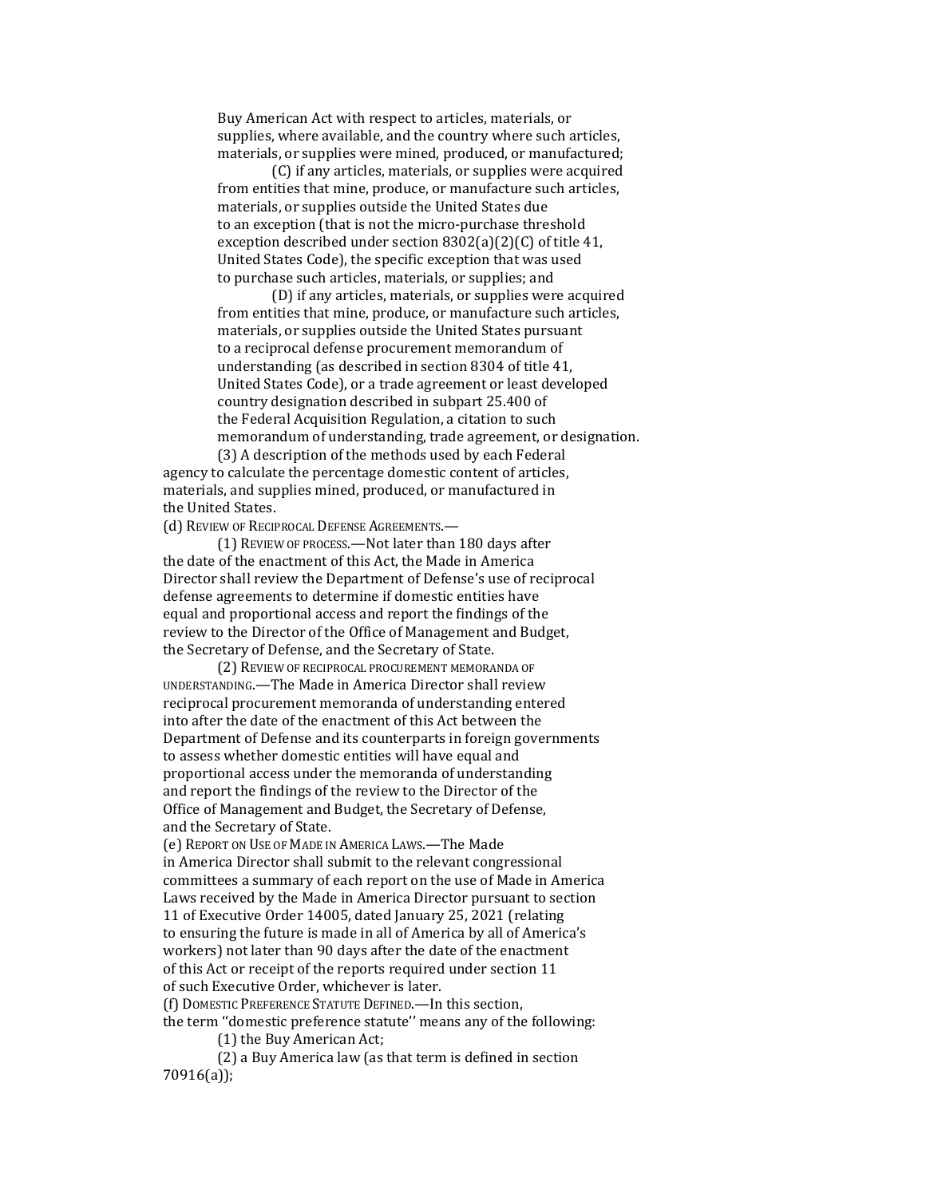Buy American Act with respect to articles, materials, or supplies, where available, and the country where such articles, materials, or supplies were mined, produced, or manufactured;

(C) if any articles, materials, or supplies were acquired from entities that mine, produce, or manufacture such articles, materials, or supplies outside the United States due to an exception (that is not the micro-purchase threshold exception described under section 8302(a)(2)(C) of title 41, United States Code), the specific exception that was used to purchase such articles, materials, or supplies; and

(D) if any articles, materials, or supplies were acquired from entities that mine, produce, or manufacture such articles, materials, or supplies outside the United States pursuant to a reciprocal defense procurement memorandum of understanding (as described in section 8304 of title 41, United States Code), or a trade agreement or least developed country designation described in subpart 25.400 of the Federal Acquisition Regulation, a citation to such memorandum of understanding, trade agreement, or designation.

(3) A description of the methods used by each Federal agency to calculate the percentage domestic content of articles, materials, and supplies mined, produced, or manufactured in the United States.

(d) REVIEW OF RECIPROCAL DEFENSE AGREEMENTS.—

(1) REVIEW OF PROCESS.—Not later than 180 days after the date of the enactment of this Act, the Made in America Director shall review the Department of Defense's use of reciprocal defense agreements to determine if domestic entities have equal and proportional access and report the findings of the review to the Director of the Office of Management and Budget, the Secretary of Defense, and the Secretary of State.

(2) REVIEW OF RECIPROCAL PROCUREMENT MEMORANDA OF UNDERSTANDING.—The Made in America Director shall review reciprocal procurement memoranda of understanding entered into after the date of the enactment of this Act between the Department of Defense and its counterparts in foreign governments to assess whether domestic entities will have equal and proportional access under the memoranda of understanding and report the findings of the review to the Director of the Office of Management and Budget, the Secretary of Defense, and the Secretary of State.

(e) REPORT ON USE OF MADE IN AMERICA LAWS.—The Made in America Director shall submit to the relevant congressional committees a summary of each report on the use of Made in America Laws received by the Made in America Director pursuant to section 11 of Executive Order 14005, dated January 25, 2021 (relating to ensuring the future is made in all of America by all of America's workers) not later than 90 days after the date of the enactment of this Act or receipt of the reports required under section 11 of such Executive Order, whichever is later.

(f) DOMESTIC PREFERENCE STATUTE DEFINED.—In this section, the term ''domestic preference statute'' means any of the following:

(1) the Buy American Act;

(2) a Buy America law (as that term is defined in section 70916(a));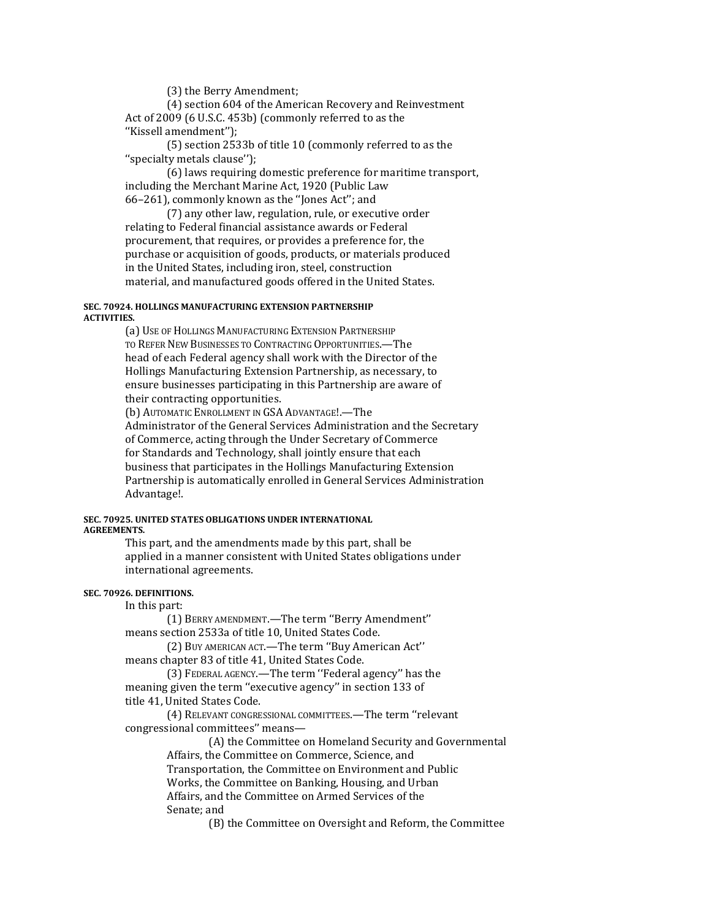(3) the Berry Amendment;

(4) section 604 of the American Recovery and Reinvestment Act of 2009 (6 U.S.C. 453b) (commonly referred to as the ''Kissell amendment'');

(5) section 2533b of title 10 (commonly referred to as the ''specialty metals clause'');

(6) laws requiring domestic preference for maritime transport, including the Merchant Marine Act, 1920 (Public Law 66–261), commonly known as the ''Jones Act''; and

(7) any other law, regulation, rule, or executive order relating to Federal financial assistance awards or Federal procurement, that requires, or provides a preference for, the purchase or acquisition of goods, products, or materials produced in the United States, including iron, steel, construction material, and manufactured goods offered in the United States.

**SEC. 70924. HOLLINGS MANUFACTURING EXTENSION PARTNERSHIP ACTIVITIES.**

(a) USE OF HOLLINGS MANUFACTURING EXTENSION PARTNERSHIP TO REFER NEW BUSINESSES TO CONTRACTING OPPORTUNITIES.—The head of each Federal agency shall work with the Director of the Hollings Manufacturing Extension Partnership, as necessary, to ensure businesses participating in this Partnership are aware of their contracting opportunities.

(b) AUTOMATIC ENROLLMENT IN GSA ADVANTAGE!.—The Administrator of the General Services Administration and the Secretary of Commerce, acting through the Under Secretary of Commerce for Standards and Technology, shall jointly ensure that each business that participates in the Hollings Manufacturing Extension Partnership is automatically enrolled in General Services Administration Advantage!.

**SEC. 70925. UNITED STATES OBLIGATIONS UNDER INTERNATIONAL AGREEMENTS.**

This part, and the amendments made by this part, shall be applied in a manner consistent with United States obligations under international agreements.

**SEC. 70926. DEFINITIONS.**

In this part:

(1) BERRY AMENDMENT.—The term ''Berry Amendment'' means section 2533a of title 10, United States Code.

(2) BUY AMERICAN ACT.—The term ''Buy American Act'' means chapter 83 of title 41, United States Code.

(3) FEDERAL AGENCY.—The term ''Federal agency'' has the meaning given the term ''executive agency'' in section 133 of title 41, United States Code.

(4) RELEVANT CONGRESSIONAL COMMITTEES.—The term ''relevant congressional committees'' means—

(A) the Committee on Homeland Security and Governmental Affairs, the Committee on Commerce, Science, and Transportation, the Committee on Environment and Public Works, the Committee on Banking, Housing, and Urban Affairs, and the Committee on Armed Services of the Senate; and

(B) the Committee on Oversight and Reform, the Committee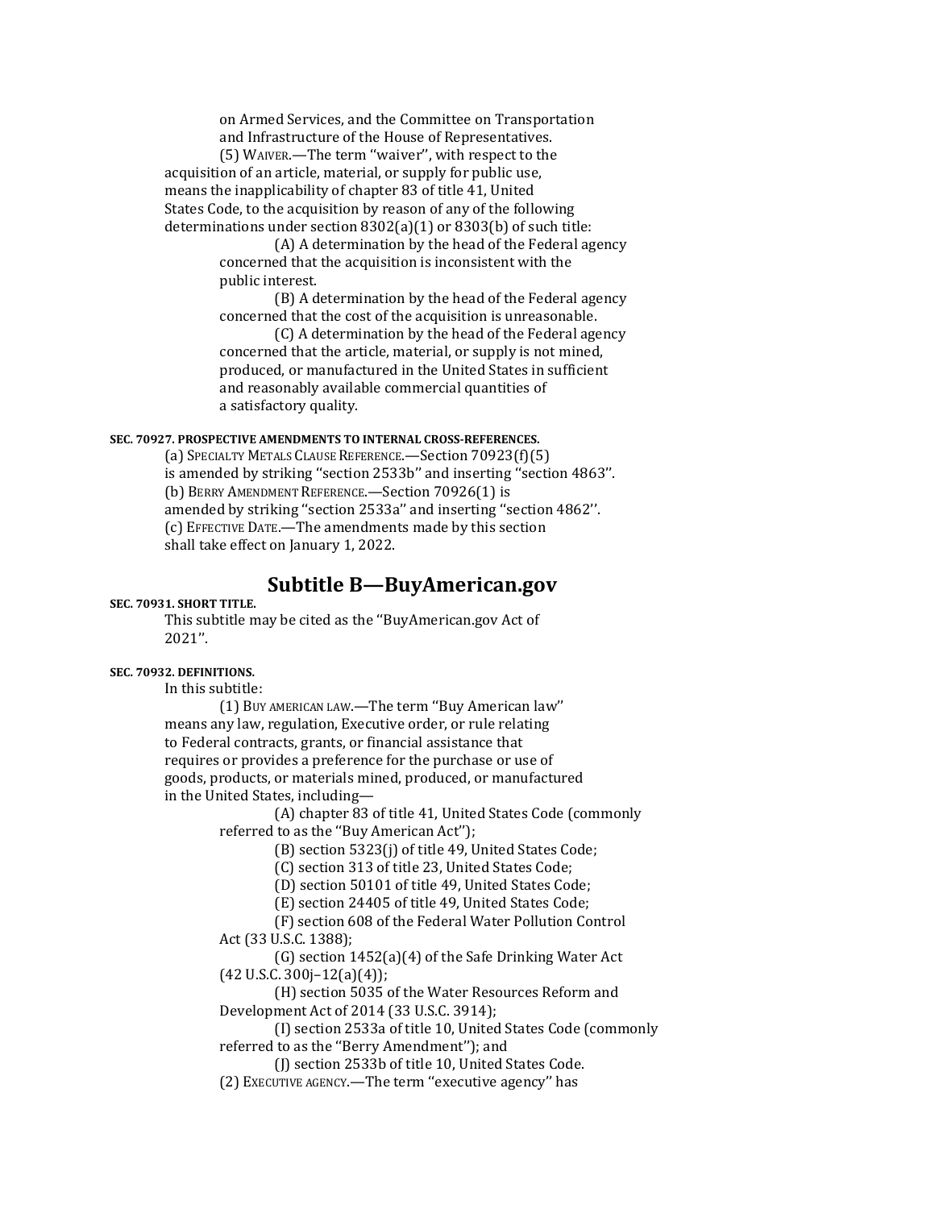on Armed Services, and the Committee on Transportation and Infrastructure of the House of Representatives.

(5) WAIVER.—The term ''waiver'', with respect to the acquisition of an article, material, or supply for public use, means the inapplicability of chapter 83 of title 41, United States Code, to the acquisition by reason of any of the following determinations under section 8302(a)(1) or 8303(b) of such title:

(A) A determination by the head of the Federal agency concerned that the acquisition is inconsistent with the public interest.

(B) A determination by the head of the Federal agency concerned that the cost of the acquisition is unreasonable.

(C) A determination by the head of the Federal agency concerned that the article, material, or supply is not mined, produced, or manufactured in the United States in sufficient and reasonably available commercial quantities of a satisfactory quality.

**SEC. 70927. PROSPECTIVE AMENDMENTS TO INTERNAL CROSS-REFERENCES.**

(a) SPECIALTY METALS CLAUSE REFERENCE.—Section 70923(f)(5) is amended by striking ''section 2533b'' and inserting ''section 4863''.

(b) BERRY AMENDMENT REFERENCE.—Section 70926(1) is amended by striking ''section 2533a'' and inserting ''section 4862''.

(c) EFFECTIVE DATE.—The amendments made by this section shall take effect on January 1, 2022.

## Subtitle B—BuyAmerican.gov

**SEC. 70931. SHORT TITLE.**

This subtitle may be cited as the ''BuyAmerican.gov Act of 2021''.

**SEC. 70932. DEFINITIONS.**

In this subtitle:

(1) BUY AMERICAN LAW.—The term ''Buy American law'' means any law, regulation, Executive order, or rule relating to Federal contracts, grants, or financial assistance that requires or provides a preference for the purchase or use of goods, products, or materials mined, produced, or manufactured in the United States, including—

(A) chapter 83 of title 41, United States Code (commonly referred to as the ''Buy American Act'');

(B) section 5323(j) of title 49, United States Code;

(C) section 313 of title 23, United States Code;

(D) section 50101 of title 49, United States Code;

(E) section 24405 of title 49, United States Code;

(F) section 608 of the Federal Water Pollution Control Act (33 U.S.C. 1388);

(G) section 1452(a)(4) of the Safe Drinking Water Act (42 U.S.C. 300j–12(a)(4));

(H) section 5035 of the Water Resources Reform and Development Act of 2014 (33 U.S.C. 3914);

(I) section 2533a of title 10, United States Code (commonly referred to as the ''Berry Amendment''); and

(J) section 2533b of title 10, United States Code.

(2) EXECUTIVE AGENCY.—The term ''executive agency'' has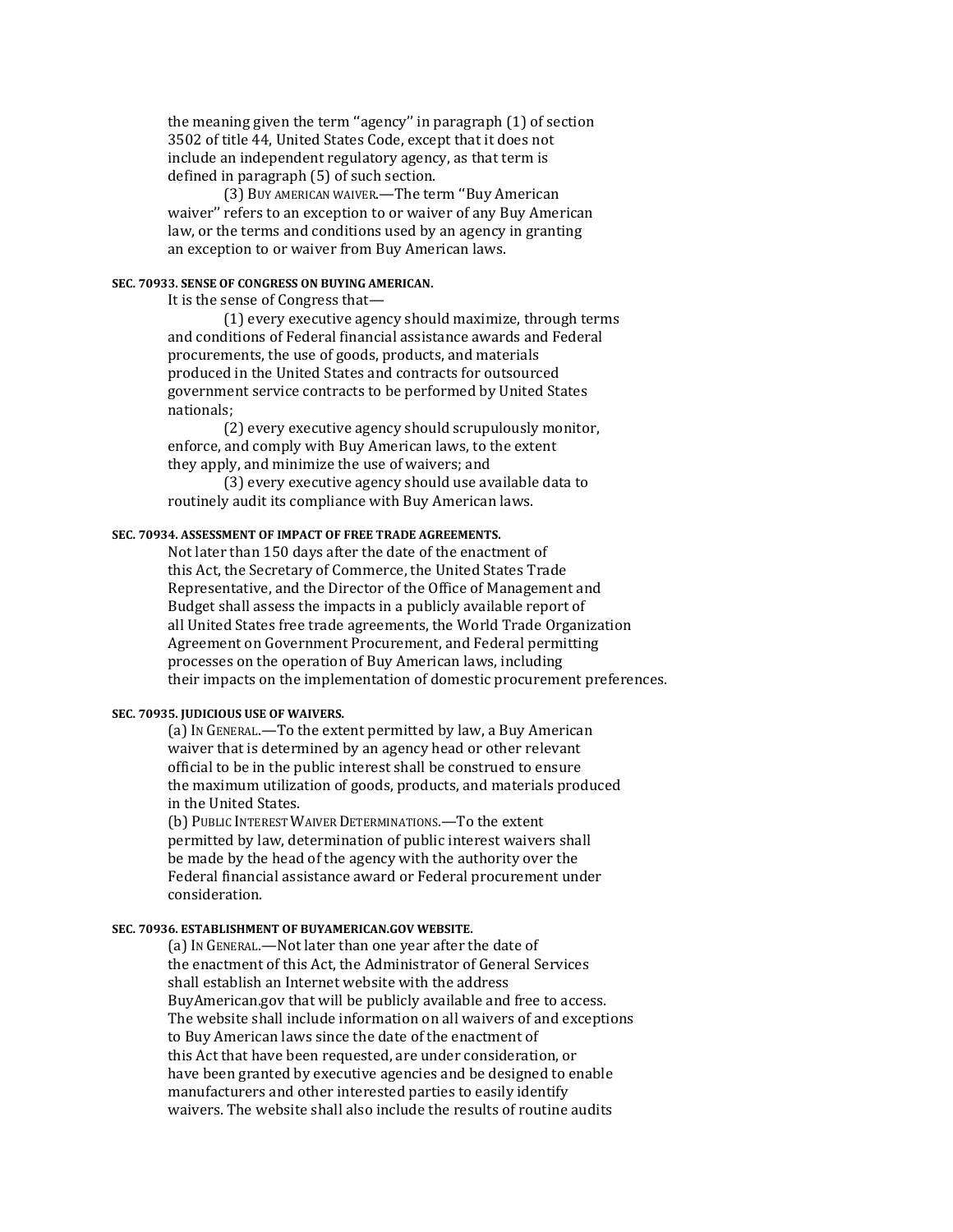the meaning given the term ''agency'' in paragraph (1) of section 3502 of title 44, United States Code, except that it does not include an independent regulatory agency, as that term is defined in paragraph (5) of such section.

(3) BUY AMERICAN WAIVER.—The term ''Buy American waiver'' refers to an exception to or waiver of any Buy American law, or the terms and conditions used by an agency in granting an exception to or waiver from Buy American laws.

**SEC. 70933. SENSE OF CONGRESS ON BUYING AMERICAN.**

It is the sense of Congress that—

(1) every executive agency should maximize, through terms and conditions of Federal financial assistance awards and Federal procurements, the use of goods, products, and materials produced in the United States and contracts for outsourced government service contracts to be performed by United States nationals;

(2) every executive agency should scrupulously monitor, enforce, and comply with Buy American laws, to the extent they apply, and minimize the use of waivers; and

(3) every executive agency should use available data to routinely audit its compliance with Buy American laws.

**SEC. 70934. ASSESSMENT OF IMPACT OF FREE TRADE AGREEMENTS.**

Not later than 150 days after the date of the enactment of this Act, the Secretary of Commerce, the United States Trade Representative, and the Director of the Office of Management and Budget shall assess the impacts in a publicly available report of all United States free trade agreements, the World Trade Organization Agreement on Government Procurement, and Federal permitting processes on the operation of Buy American laws, including their impacts on the implementation of domestic procurement preferences.

**SEC. 70935. JUDICIOUS USE OF WAIVERS.**

(a) IN GENERAL.—To the extent permitted by law, a Buy American waiver that is determined by an agency head or other relevant official to be in the public interest shall be construed to ensure the maximum utilization of goods, products, materials produced in the United States.

(b) PUBLIC INTEREST WAIVER DETERMINATIONS.—To the extent permitted by law, determination of public interest waivers shall be made by the head of the agency with the authority over the Federal financial assistance award or Federal procurement under consideration.

**SEC. 70936. ESTABLISHMENT OF BUYAMERICAN.GOV WEBSITE.**

(a) IN GENERAL.—Not later than one year after the date of the enactment of this Act, the Administrator of General Services shall establish an Internet website with the address BuyAmerican.gov that will be publicly available and free to access. The website shall include information on all waivers of and exceptions to Buy American laws since the date of the enactment of this Act that have been requested, are under consideration, or have been granted by executive agencies and be designed to enable manufacturers and other interested parties to easily identify waivers. The website shall also include the results of routine audits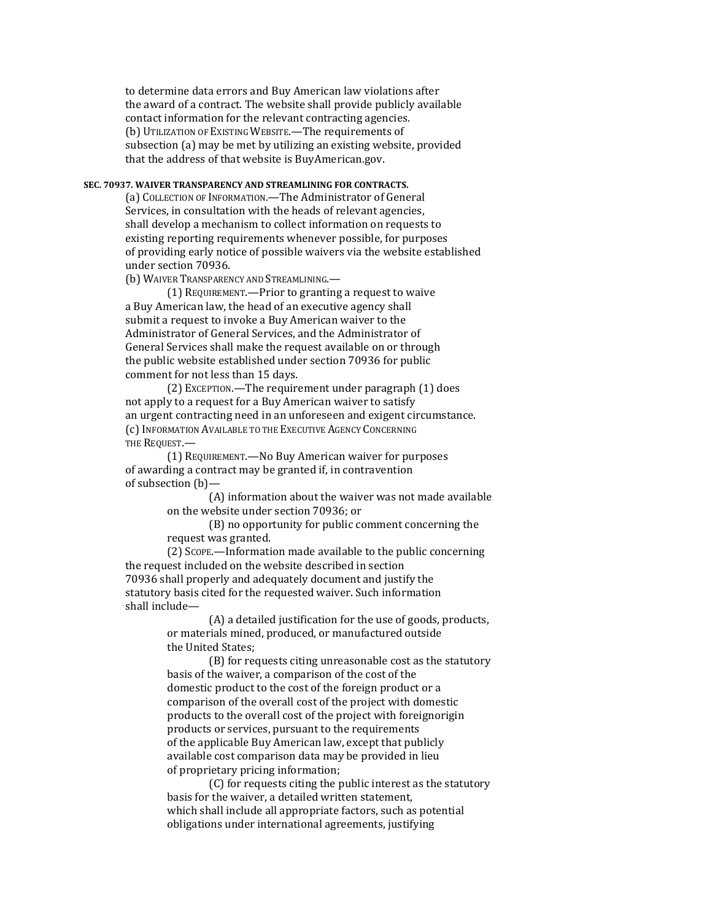to determine data errors and Buy American law violations after the award of a contract. The website shall provide publicly available contact information for the relevant contracting agencies.

(b) Utilization of Existing Website.—The requirements of subsection (a) may be met by utilizing an existing website, provided that the address of that website is BuyAmerican.gov.

**SEC. 70937. WAIVER TRANSPARENCY AND STREAMLINING FOR CONTRACTS.**

(a) Collection of Information.—The Administrator of General Services, in consultation with the heads of relevant agencies, shall develop a mechanism to collect information on requests to existing reporting requirements whenever possible, for purposes of providing early notice of possible waivers via the website established under section 70936.

(b) Waiver Transparency and Streamlining.—

(1) Requirement.—Prior to granting a request to waive a Buy American law, the head of an executive agency shall submit a request to invoke a Buy American waiver to the Administrator of General Services, and the Administrator of General Services shall make the request available on or through the public website established under section 70936 for public comment for not less than 15 days.

(2) Exception.—The requirement under paragraph (1) does not apply to a request for a Buy American waiver to satisfy an urgent contracting need in an unforeseen and exigent circumstance.

(c) Information Available to the Executive Agency Concerning the Request.—

(1) Requirement.—No Buy American waiver for purposes of awarding a contract may be granted if, in contravention of subsection (b)—

(A) information about the waiver was not made available on the website under section 70936; or

(B) no opportunity for public comment concerning the request was granted.

(2) Scope.—Information made available to the public concerning the request included on the website described in section 70936 shall properly and adequately document and justify the statutory basis cited for the requested waiver. Such information shall include—

(A) a detailed justification for the use of goods, products, or materials mined, produced, or manufactured outside the United States;

(B) for requests citing unreasonable cost as the statutory basis of the waiver, a comparison of the cost of the domestic product to the cost of the foreign product or a comparison of the overall cost of the project with domestic products to the overall cost of the project with foreignorigin products or services, pursuant to the requirements of the applicable Buy American law, except that publicly available cost comparison data may be provided in lieu of proprietary pricing information;

(C) for requests citing the public interest as the statutory basis for the waiver, a detailed written statement, which shall include all appropriate factors, such as potential obligations under international agreements, justifying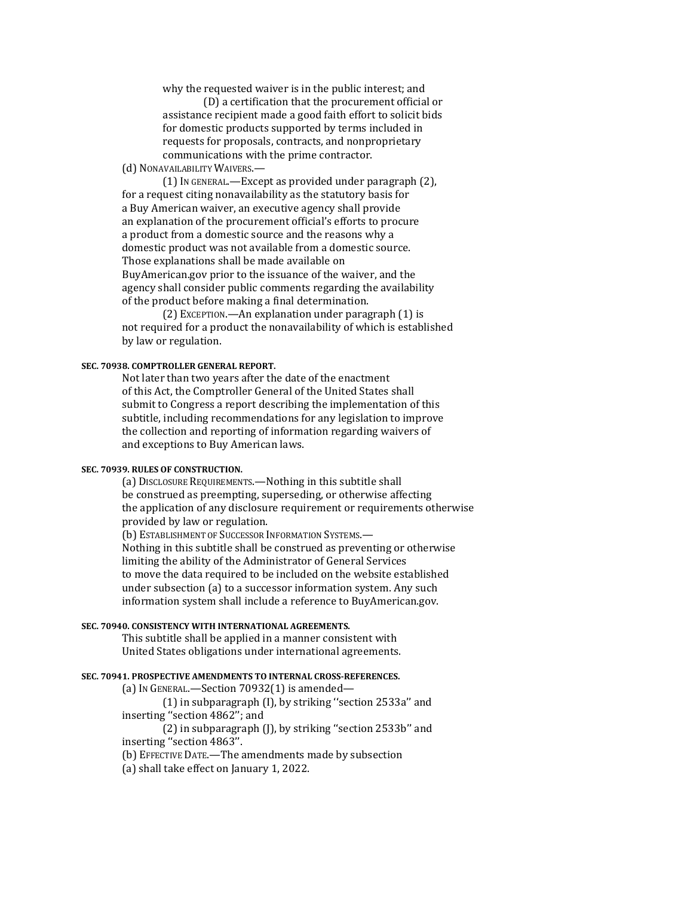why the requested waiver is in the public interest; and

(D) a certification that the procurement official or assistance recipient made a good faith effort to solicit bids for domestic products supported by terms included in requests for proposals, contracts, and nonproprietary communications with the prime contractor.

(d) NONAVAILABILITY WAIVERS.—

(1) IN GENERAL.—Except as provided under paragraph (2), for a request citing nonavailability as the statutory basis for a Buy American waiver, an executive agency shall provide an explanation of the procurement official's efforts to procure a product from a domestic source and the reasons why a domestic product was not available from a domestic source. Those explanations shall be made available on BuyAmerican.gov prior to the issuance of the waiver, and the agency shall consider public comments regarding the availability of the product before making a final determination.

(2) EXCEPTION.—An explanation under paragraph (1) is not required for a product the nonavailability of which is established by law or regulation.

**SEC. 70938. COMPTROLLER GENERAL REPORT.**

Not later than two years after the date of the enactment of this Act, the Comptroller General of the United States shall submit to Congress a report describing the implementation of this subtitle, including recommendations for any legislation to improve the collection and reporting of information regarding waivers of and exceptions to Buy American laws.

**SEC. 70939. RULES OF CONSTRUCTION.**

(a) DISCLOSURE REQUIREMENTS.—Nothing in this subtitle shall be construed as preempting, superseding, or otherwise affecting the application of any disclosure requirement or requirements otherwise provided by law or regulation.

(b) ESTABLISHMENT OF SUCCESSOR INFORMATION SYSTEMS.—Nothing in this subtitle shall be construed as preventing or otherwise limiting the ability of the Administrator of General Services to move the data required to be included on the website established under subsection (a) to a successor information system. Any such information system shall include a reference to BuyAmerican.gov.

**SEC. 70940. CONSISTENCY WITH INTERNATIONAL AGREEMENTS.**

This subtitle shall be applied in a manner consistent with United States obligations under international agreements.

**SEC. 70941. PROSPECTIVE AMENDMENTS TO INTERNAL CROSS-REFERENCES.**

(a) IN GENERAL.—Section 70932(1) is amended—

(1) in subparagraph (I), by striking ''section 2533a'' and inserting ''section 4862''; and

(2) in subparagraph (J), by striking ''section 2533b'' and inserting ''section 4863''.

(b) EFFECTIVE DATE.—The amendments made by subsection (a) shall take effect on January 1, 2022.